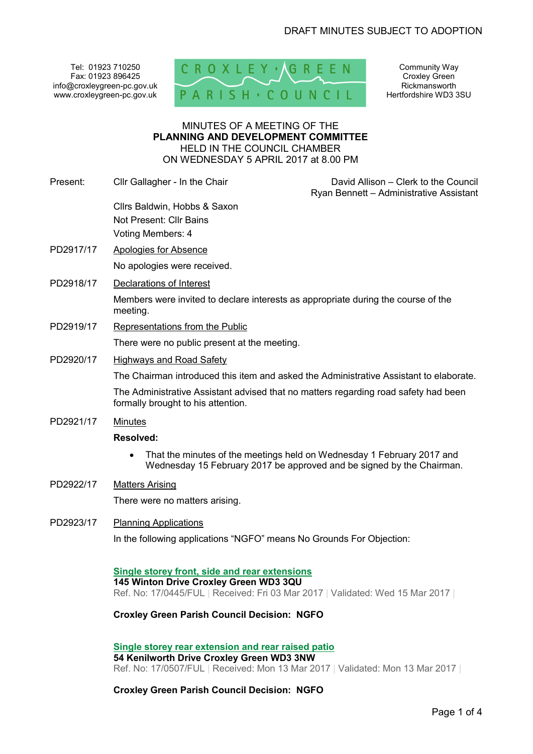DRAFT MINUTES SUBJECT TO ADOPTION

Tel: 01923 710250
Fax: 01923 896425
info@croxleygreen-pc.gov.uk
www.croxleygreen-pc.gov.uk

CROXLEY GREEN PARISH COUNCIL

Community Way
Croxley Green
Rickmansworth
Hertfordshire WD3 3SU

MINUTES OF A MEETING OF THE
**PLANNING AND DEVELOPMENT COMMITTEE**
HELD IN THE COUNCIL CHAMBER
ON WEDNESDAY 5 APRIL 2017 at 8.00 PM

Present: Cllr Gallagher - In the Chair

David Allison – Clerk to the Council
Ryan Bennett – Administrative Assistant

Cllrs Baldwin, Hobbs & Saxon
Not Present: Cllr Bains
Voting Members: 4

PD2917/17 Apologies for Absence

No apologies were received.

PD2918/17 Declarations of Interest

Members were invited to declare interests as appropriate during the course of the meeting.

PD2919/17 Representations from the Public

There were no public present at the meeting.

PD2920/17 Highways and Road Safety

The Chairman introduced this item and asked the Administrative Assistant to elaborate.

The Administrative Assistant advised that no matters regarding road safety had been formally brought to his attention.

PD2921/17 Minutes

**Resolved:**

- That the minutes of the meetings held on Wednesday 1 February 2017 and Wednesday 15 February 2017 be approved and be signed by the Chairman.

PD2922/17 Matters Arising

There were no matters arising.

PD2923/17 Planning Applications

In the following applications "NGFO" means No Grounds For Objection:

**Single storey front, side and rear extensions**
**145 Winton Drive Croxley Green WD3 3QU**
Ref. No: 17/0445/FUL | Received: Fri 03 Mar 2017 | Validated: Wed 15 Mar 2017 |

**Croxley Green Parish Council Decision: NGFO**

**Single storey rear extension and rear raised patio**
**54 Kenilworth Drive Croxley Green WD3 3NW**
Ref. No: 17/0507/FUL | Received: Mon 13 Mar 2017 | Validated: Mon 13 Mar 2017 |

**Croxley Green Parish Council Decision: NGFO**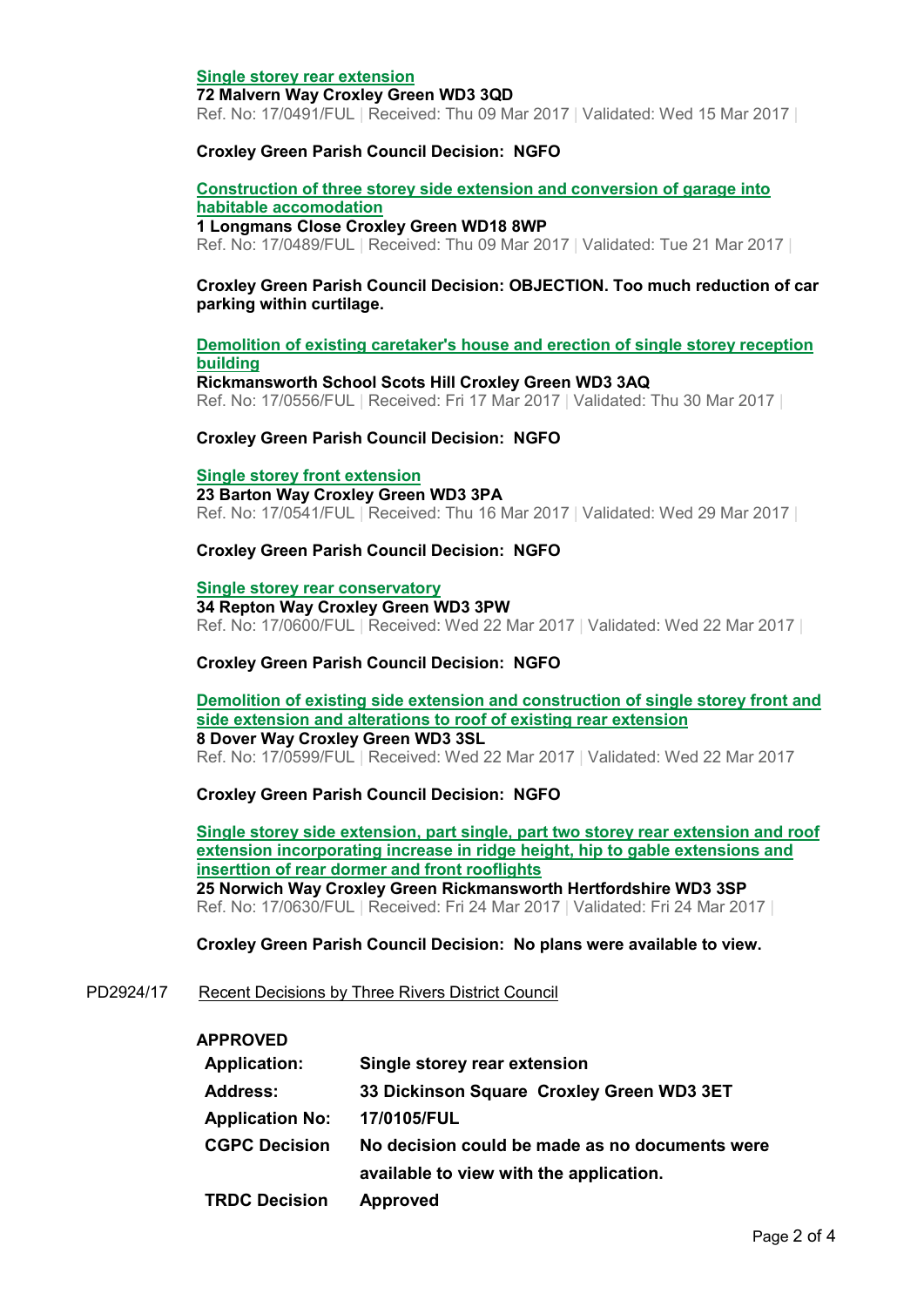**Single storey rear extension**
**72 Malvern Way Croxley Green WD3 3QD**
Ref. No: 17/0491/FUL | Received: Thu 09 Mar 2017 | Validated: Wed 15 Mar 2017 |

**Croxley Green Parish Council Decision: NGFO**

**Construction of three storey side extension and conversion of garage into habitable accomodation**
**1 Longmans Close Croxley Green WD18 8WP**
Ref. No: 17/0489/FUL | Received: Thu 09 Mar 2017 | Validated: Tue 21 Mar 2017 |

**Croxley Green Parish Council Decision: OBJECTION. Too much reduction of car parking within curtilage.**

**Demolition of existing caretaker's house and erection of single storey reception building**
**Rickmansworth School Scots Hill Croxley Green WD3 3AQ**
Ref. No: 17/0556/FUL | Received: Fri 17 Mar 2017 | Validated: Thu 30 Mar 2017 |

**Croxley Green Parish Council Decision: NGFO**

**Single storey front extension**
**23 Barton Way Croxley Green WD3 3PA**
Ref. No: 17/0541/FUL | Received: Thu 16 Mar 2017 | Validated: Wed 29 Mar 2017 |

**Croxley Green Parish Council Decision: NGFO**

**Single storey rear conservatory**
**34 Repton Way Croxley Green WD3 3PW**
Ref. No: 17/0600/FUL | Received: Wed 22 Mar 2017 | Validated: Wed 22 Mar 2017 |

**Croxley Green Parish Council Decision: NGFO**

**Demolition of existing side extension and construction of single storey front and side extension and alterations to roof of existing rear extension**
**8 Dover Way Croxley Green WD3 3SL**
Ref. No: 17/0599/FUL | Received: Wed 22 Mar 2017 | Validated: Wed 22 Mar 2017

**Croxley Green Parish Council Decision: NGFO**

**Single storey side extension, part single, part two storey rear extension and roof extension incorporating increase in ridge height, hip to gable extensions and inserttion of rear dormer and front rooflights**
**25 Norwich Way Croxley Green Rickmansworth Hertfordshire WD3 3SP**
Ref. No: 17/0630/FUL | Received: Fri 24 Mar 2017 | Validated: Fri 24 Mar 2017 |

**Croxley Green Parish Council Decision: No plans were available to view.**

PD2924/17 Recent Decisions by Three Rivers District Council

**APPROVED**

| | |
|---|---|
| **Application:** | **Single storey rear extension** |
| **Address:** | **33 Dickinson Square Croxley Green WD3 3ET** |
| **Application No:** | **17/0105/FUL** |
| **CGPC Decision** | **No decision could be made as no documents were available to view with the application.** |
| **TRDC Decision** | **Approved** |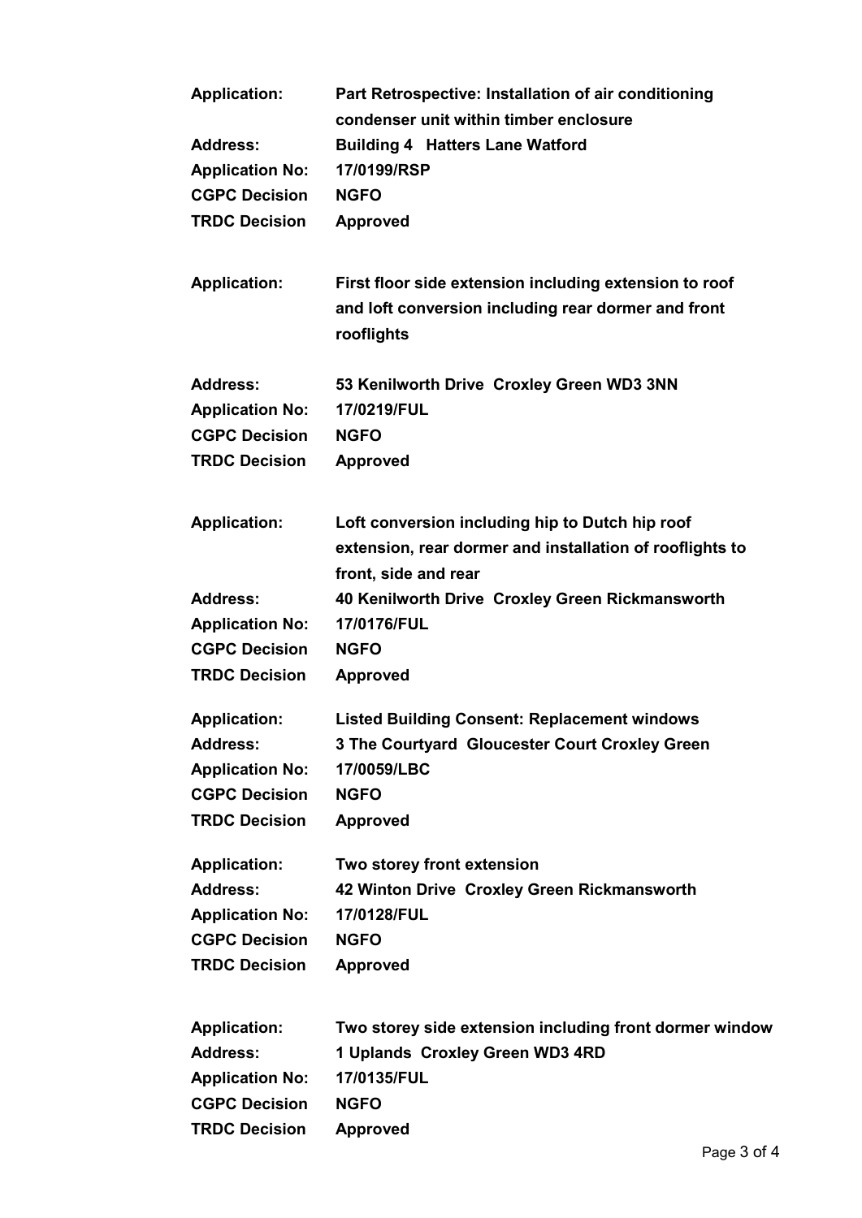**Application:** **Part Retrospective: Installation of air conditioning condenser unit within timber enclosure**
**Address:** **Building 4 Hatters Lane Watford**
**Application No:** **17/0199/RSP**
**CGPC Decision** **NGFO**
**TRDC Decision** **Approved**

**Application:** **First floor side extension including extension to roof and loft conversion including rear dormer and front rooflights**

**Address:** **53 Kenilworth Drive Croxley Green WD3 3NN**
**Application No:** **17/0219/FUL**
**CGPC Decision** **NGFO**
**TRDC Decision** **Approved**

**Application:** **Loft conversion including hip to Dutch hip roof extension, rear dormer and installation of rooflights to front, side and rear**
**Address:** **40 Kenilworth Drive Croxley Green Rickmansworth**
**Application No:** **17/0176/FUL**
**CGPC Decision** **NGFO**
**TRDC Decision** **Approved**

**Application:** **Listed Building Consent: Replacement windows**
**Address:** **3 The Courtyard Gloucester Court Croxley Green**
**Application No:** **17/0059/LBC**
**CGPC Decision** **NGFO**
**TRDC Decision** **Approved**

**Application:** **Two storey front extension**
**Address:** **42 Winton Drive Croxley Green Rickmansworth**
**Application No:** **17/0128/FUL**
**CGPC Decision** **NGFO**
**TRDC Decision** **Approved**

**Application:** **Two storey side extension including front dormer window**
**Address:** **1 Uplands Croxley Green WD3 4RD**
**Application No:** **17/0135/FUL**
**CGPC Decision** **NGFO**
**TRDC Decision** **Approved**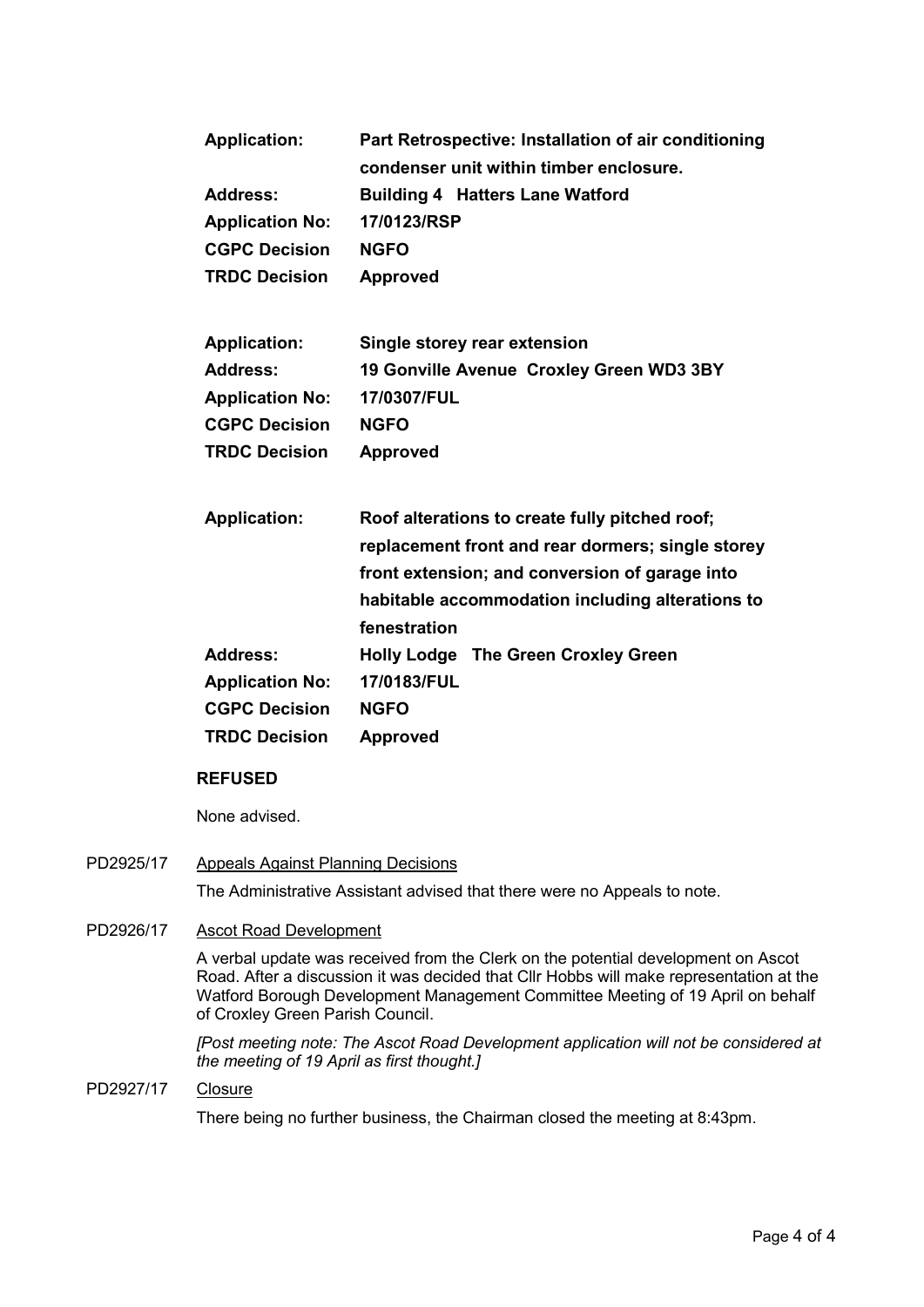| | |
|---|---|
| **Application:** | **Part Retrospective: Installation of air conditioning condenser unit within timber enclosure.** |
| **Address:** | **Building 4 Hatters Lane Watford** |
| **Application No:** | **17/0123/RSP** |
| **CGPC Decision** | **NGFO** |
| **TRDC Decision** | **Approved** |

| | |
|---|---|
| **Application:** | **Single storey rear extension** |
| **Address:** | **19 Gonville Avenue Croxley Green WD3 3BY** |
| **Application No:** | **17/0307/FUL** |
| **CGPC Decision** | **NGFO** |
| **TRDC Decision** | **Approved** |

| | |
|---|---|
| **Application:** | **Roof alterations to create fully pitched roof; replacement front and rear dormers; single storey front extension; and conversion of garage into habitable accommodation including alterations to fenestration** |
| **Address:** | **Holly Lodge The Green Croxley Green** |
| **Application No:** | **17/0183/FUL** |
| **CGPC Decision** | **NGFO** |
| **TRDC Decision** | **Approved** |

**REFUSED**

None advised.

PD2925/17 <u>Appeals Against Planning Decisions</u>

The Administrative Assistant advised that there were no Appeals to note.

PD2926/17 <u>Ascot Road Development</u>

A verbal update was received from the Clerk on the potential development on Ascot Road. After a discussion it was decided that Cllr Hobbs will make representation at the Watford Borough Development Management Committee Meeting of 19 April on behalf of Croxley Green Parish Council.

*[Post meeting note: The Ascot Road Development application will not be considered at the meeting of 19 April as first thought.]*

PD2927/17 <u>Closure</u>

There being no further business, the Chairman closed the meeting at 8:43pm.